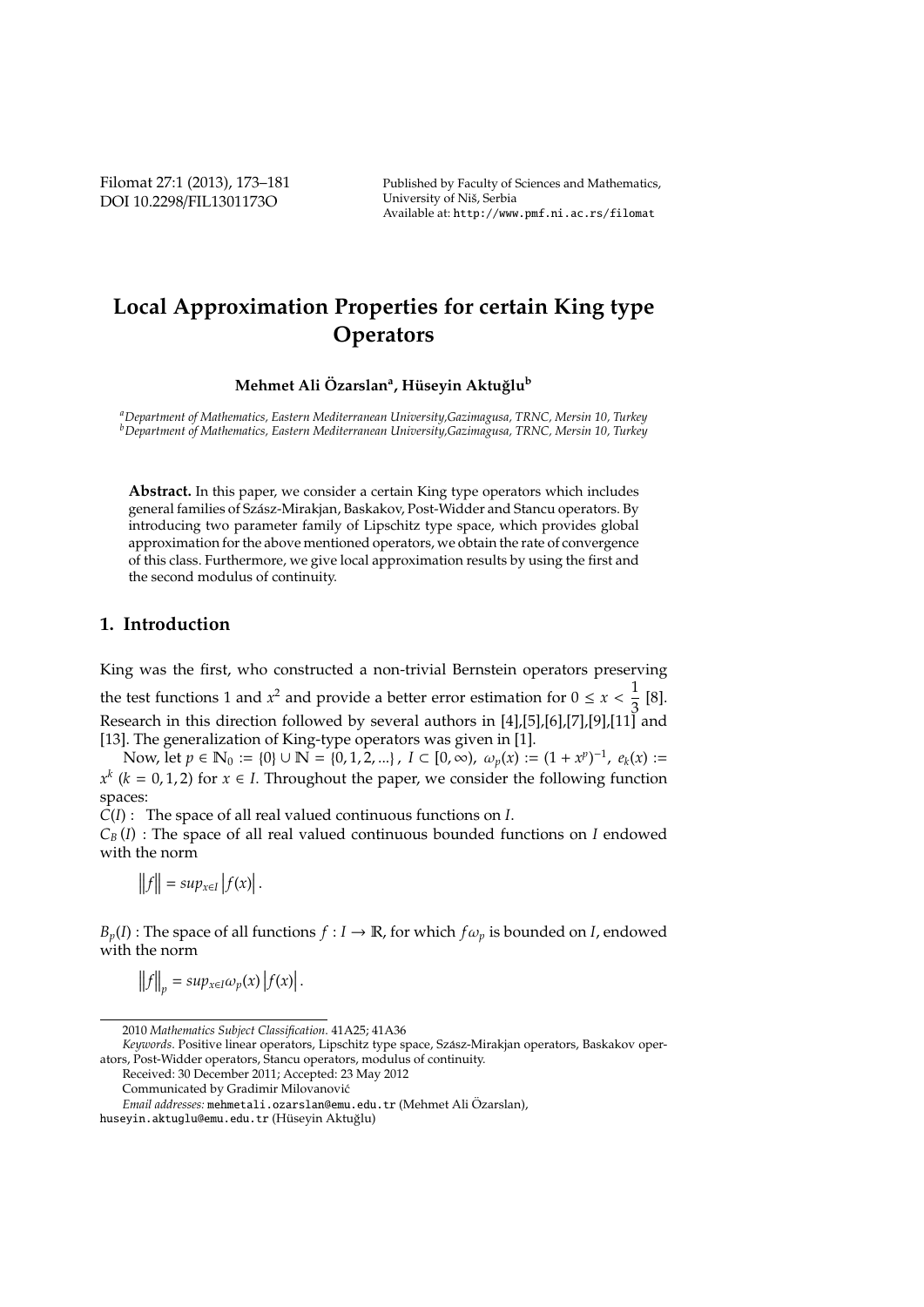# Local Approximation Properties for certain King type Operators

**Mehmet Ali Özarslan[a], Hüseyin Aktuğlu[b]**

[a] *Department of Mathematics, Eastern Mediterranean University, Gazimagusa, TRNC, Mersin 10, Turkey*
[b] *Department of Mathematics, Eastern Mediterranean University, Gazimagusa, TRNC, Mersin 10, Turkey*

**Abstract.** In this paper, we consider a certain King type operators which includes general families of Szász-Mirakjan, Baskakov, Post-Widder and Stancu operators. By introducing two parameter family of Lipschitz type space, which provides global approximation for the above mentioned operators, we obtain the rate of convergence of this class. Furthermore, we give local approximation results by using the first and the second modulus of continuity.

## 1. Introduction

King was the first, who constructed a non-trivial Bernstein operators preserving the test functions 1 and $x^2$ and provide a better error estimation for $0 \leq x < \frac{1}{3}$ [8]. Research in this direction followed by several authors in [4],[5],[6],[7],[9],[11] and [13]. The generalization of King-type operators was given in [1].

Now, let $p \in \mathbb{N}_0 := \{0\} \cup \mathbb{N} = \{0, 1, 2, ...\}$, $I \subset [0, \infty)$, $\omega_p(x) := (1 + x^p)^{-1}$, $e_k(x) := x^k$ $(k = 0, 1, 2)$ for $x \in I$. Throughout the paper, we consider the following function spaces:

$C(I)$ : The space of all real valued continuous functions on $I$.

$C_B(I)$ : The space of all real valued continuous bounded functions on $I$ endowed with the norm

$$\|f\| = sup_{x \in I} |f(x)|.$$

$B_p(I)$ : The space of all functions $f : I \to \mathbb{R}$, for which $f\omega_p$ is bounded on $I$, endowed with the norm

$$\|f\|_p = sup_{x \in I} \omega_p(x) |f(x)|.$$

---

2010 *Mathematics Subject Classification*. 41A25; 41A36

*Keywords*. Positive linear operators, Lipschitz type space, Szász-Mirakjan operators, Baskakov operators, Post-Widder operators, Stancu operators, modulus of continuity.

Received: 30 December 2011; Accepted: 23 May 2012

Communicated by Gradimir Milovanović

*Email addresses:* mehmetali.ozarslan@emu.edu.tr (Mehmet Ali Özarslan), huseyin.aktuglu@emu.edu.tr (Hüseyin Aktuğlu)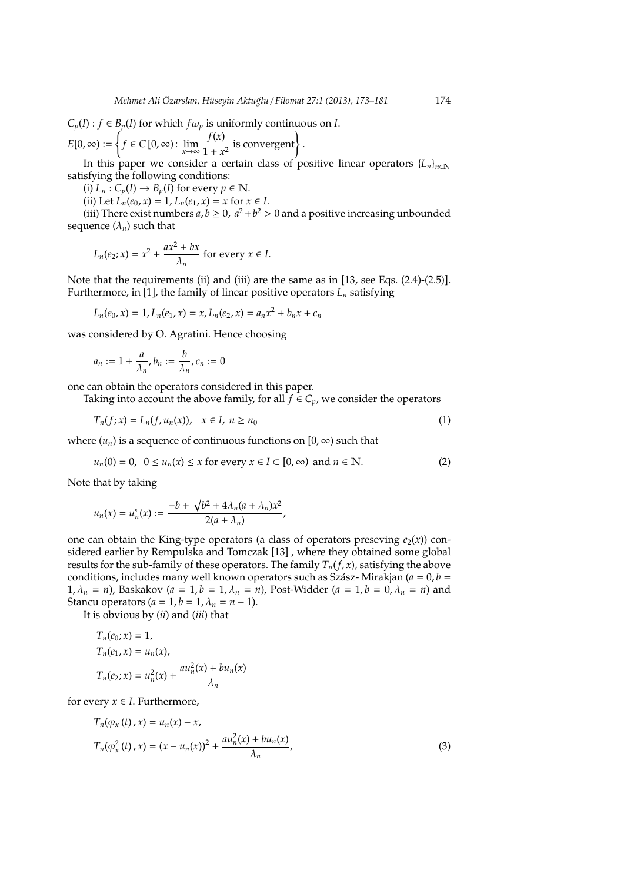$C_p(I) : f \in B_p(I)$ for which $f\omega_p$ is uniformly continuous on $I$.

$E[0,\infty) := \left\{ f \in C[0,\infty) : \lim\limits_{x\to\infty} \dfrac{f(x)}{1+x^2} \text{ is convergent} \right\}$.

In this paper we consider a certain class of positive linear operators $\{L_n\}_{n\in\mathbb{N}}$ satisfying the following conditions:

(i) $L_n : C_p(I) \to B_p(I)$ for every $p \in \mathbb{N}$.

(ii) Let $L_n(e_0, x) = 1$, $L_n(e_1, x) = x$ for $x \in I$.

(iii) There exist numbers $a, b \geq 0$, $a^2 + b^2 > 0$ and a positive increasing unbounded sequence $(\lambda_n)$ such that

$$L_n(e_2; x) = x^2 + \frac{ax^2 + bx}{\lambda_n} \text{ for every } x \in I.$$

Note that the requirements (ii) and (iii) are the same as in [13, see Eqs. (2.4)-(2.5)]. Furthermore, in [1], the family of linear positive operators $L_n$ satisfying

$$L_n(e_0, x) = 1, L_n(e_1, x) = x, L_n(e_2, x) = a_n x^2 + b_n x + c_n$$

was considered by O. Agratini. Hence choosing

$$a_n := 1 + \frac{a}{\lambda_n}, b_n := \frac{b}{\lambda_n}, c_n := 0$$

one can obtain the operators considered in this paper.

Taking into account the above family, for all $f \in C_p$, we consider the operators

$$T_n(f; x) = L_n(f, u_n(x)), \quad x \in I, \ n \geq n_0 \tag{1}$$

where $(u_n)$ is a sequence of continuous functions on $[0, \infty)$ such that

$$u_n(0) = 0, \ \ 0 \leq u_n(x) \leq x \text{ for every } x \in I \subset [0, \infty) \text{ and } n \in \mathbb{N}. \tag{2}$$

Note that by taking

$$u_n(x) = u_n^*(x) := \frac{-b + \sqrt{b^2 + 4\lambda_n(a + \lambda_n)x^2}}{2(a + \lambda_n)},$$

one can obtain the King-type operators (a class of operators preseving $e_2(x)$) considered earlier by Rempulska and Tomczak [13] , where they obtained some global results for the sub-family of these operators. The family $T_n(f, x)$, satisfying the above conditions, includes many well known operators such as Szász- Mirakjan ($a = 0, b = 1, \lambda_n = n$), Baskakov ($a = 1, b = 1, \lambda_n = n$), Post-Widder ($a = 1, b = 0, \lambda_n = n$) and Stancu operators ($a = 1, b = 1, \lambda_n = n - 1$).

It is obvious by (*ii*) and (*iii*) that

$$\begin{aligned}
T_n(e_0; x) &= 1, \\
T_n(e_1, x) &= u_n(x), \\
T_n(e_2; x) &= u_n^2(x) + \frac{au_n^2(x) + bu_n(x)}{\lambda_n}
\end{aligned}$$

for every $x \in I$. Furthermore,

$$\begin{aligned}
T_n(\varphi_x(t), x) &= u_n(x) - x, \\
T_n(\varphi_x^2(t), x) &= (x - u_n(x))^2 + \frac{au_n^2(x) + bu_n(x)}{\lambda_n},
\end{aligned} \tag{3}$$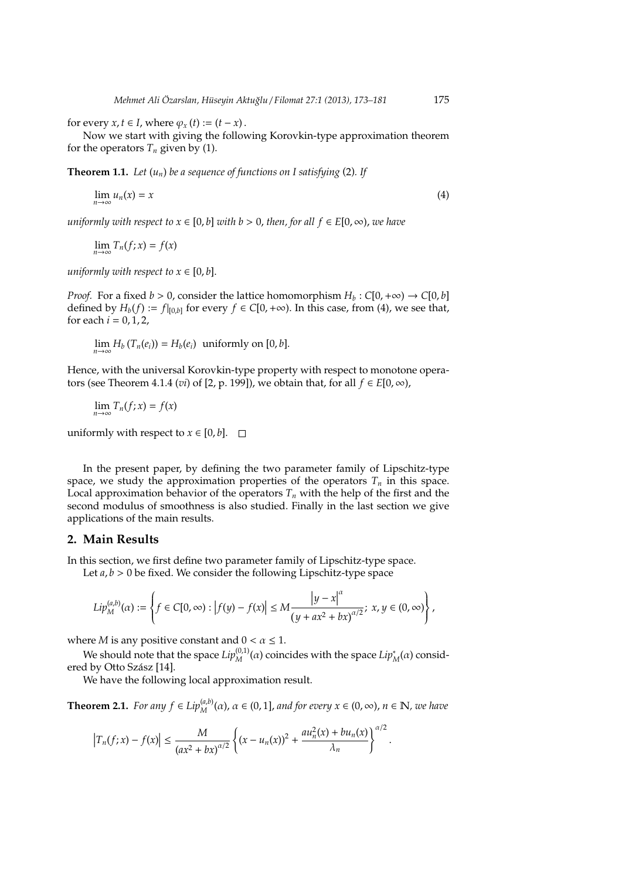for every $x, t \in I$, where $\varphi_x(t) := (t - x)$.

Now we start with giving the following Korovkin-type approximation theorem for the operators $T_n$ given by (1).

**Theorem 1.1.** *Let $(u_n)$ be a sequence of functions on $I$ satisfying* (2). *If*

$$\lim_{n\to\infty} u_n(x) = x \tag{4}$$

*uniformly with respect to $x \in [0, b]$ with $b > 0$, then, for all $f \in E[0, \infty)$, we have*

$$\lim_{n\to\infty} T_n(f; x) = f(x)$$

*uniformly with respect to $x \in [0, b]$.*

*Proof.* For a fixed $b > 0$, consider the lattice homomorphism $H_b : C[0, +\infty) \to C[0, b]$ defined by $H_b(f) := f|_{[0,b]}$ for every $f \in C[0, +\infty)$. In this case, from (4), we see that, for each $i = 0, 1, 2$,

$$\lim_{n\to\infty} H_b\left(T_n(e_i)\right) = H_b(e_i) \text{ uniformly on } [0, b].$$

Hence, with the universal Korovkin-type property with respect to monotone operators (see Theorem 4.1.4 (*vi*) of [2, p. 199]), we obtain that, for all $f \in E[0, \infty)$,

$$\lim_{n\to\infty} T_n(f; x) = f(x)$$

uniformly with respect to $x \in [0, b]$. $\square$

In the present paper, by defining the two parameter family of Lipschitz-type space, we study the approximation properties of the operators $T_n$ in this space. Local approximation behavior of the operators $T_n$ with the help of the first and the second modulus of smoothness is also studied. Finally in the last section we give applications of the main results.

## 2. Main Results

In this section, we first define two parameter family of Lipschitz-type space.

Let $a, b > 0$ be fixed. We consider the following Lipschitz-type space

$$Lip_M^{(a,b)}(\alpha) := \left\{ f \in C[0, \infty) : \left|f(y) - f(x)\right| \le M \frac{\left|y - x\right|^{\alpha}}{\left(y + ax^2 + bx\right)^{\alpha/2}};\ x, y \in (0, \infty) \right\},$$

where $M$ is any positive constant and $0 < \alpha \le 1$.

We should note that the space $Lip_M^{(0,1)}(\alpha)$ coincides with the space $Lip_M^{*}(\alpha)$ considered by Otto Szász [14].

We have the following local approximation result.

**Theorem 2.1.** *For any $f \in Lip_M^{(a,b)}(\alpha)$, $\alpha \in (0, 1]$, and for every $x \in (0, \infty)$, $n \in \mathbb{N}$, we have*

$$\left|T_n(f; x) - f(x)\right| \le \frac{M}{\left(ax^2 + bx\right)^{\alpha/2}} \left\{ (x - u_n(x))^2 + \frac{a u_n^2(x) + b u_n(x)}{\lambda_n} \right\}^{\alpha/2}.$$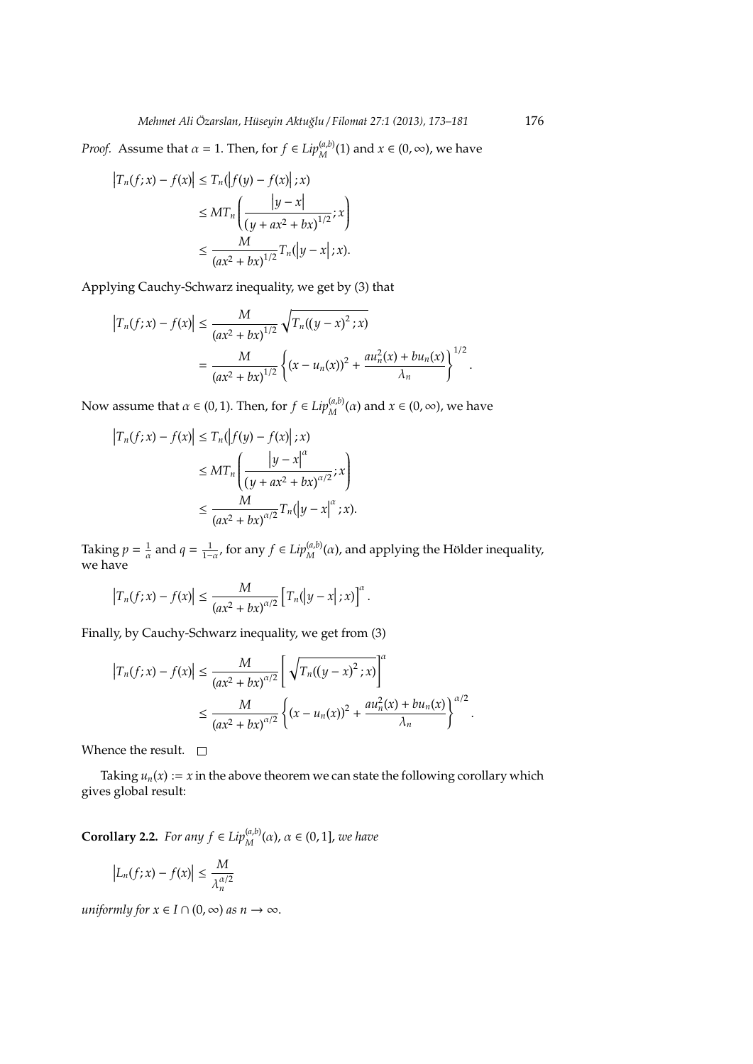*Proof.* Assume that $\alpha = 1$. Then, for $f \in Lip_M^{(a,b)}(1)$ and $x \in (0, \infty)$, we have

$$
\begin{aligned}
\left|T_n(f;x) - f(x)\right| &\leq T_n(\left|f(y) - f(x)\right|; x) \\
&\leq M T_n\left(\frac{\left|y - x\right|}{(y + ax^2 + bx)^{1/2}}; x\right) \\
&\leq \frac{M}{(ax^2 + bx)^{1/2}} T_n(\left|y - x\right|; x).
\end{aligned}
$$

Applying Cauchy-Schwarz inequality, we get by (3) that

$$
\begin{aligned}
\left|T_n(f;x) - f(x)\right| &\leq \frac{M}{(ax^2 + bx)^{1/2}} \sqrt{T_n((y - x)^2; x)} \\
&= \frac{M}{(ax^2 + bx)^{1/2}} \left\{(x - u_n(x))^2 + \frac{a u_n^2(x) + b u_n(x)}{\lambda_n}\right\}^{1/2}.
\end{aligned}
$$

Now assume that $\alpha \in (0, 1)$. Then, for $f \in Lip_M^{(a,b)}(\alpha)$ and $x \in (0, \infty)$, we have

$$
\begin{aligned}
\left|T_n(f;x) - f(x)\right| &\leq T_n(\left|f(y) - f(x)\right|; x) \\
&\leq M T_n\left(\frac{\left|y - x\right|^\alpha}{(y + ax^2 + bx)^{\alpha/2}}; x\right) \\
&\leq \frac{M}{(ax^2 + bx)^{\alpha/2}} T_n(\left|y - x\right|^\alpha; x).
\end{aligned}
$$

Taking $p = \frac{1}{\alpha}$ and $q = \frac{1}{1-\alpha}$, for any $f \in Lip_M^{(a,b)}(\alpha)$, and applying the Hölder inequality, we have

$$
\left|T_n(f;x) - f(x)\right| \leq \frac{M}{(ax^2 + bx)^{\alpha/2}} \left[T_n(\left|y - x\right|; x)\right]^\alpha.
$$

Finally, by Cauchy-Schwarz inequality, we get from (3)

$$
\begin{aligned}
\left|T_n(f;x) - f(x)\right| &\leq \frac{M}{(ax^2 + bx)^{\alpha/2}} \left[\sqrt{T_n((y - x)^2; x)}\right]^\alpha \\
&\leq \frac{M}{(ax^2 + bx)^{\alpha/2}} \left\{(x - u_n(x))^2 + \frac{a u_n^2(x) + b u_n(x)}{\lambda_n}\right\}^{\alpha/2}.
\end{aligned}
$$

Whence the result. □

Taking $u_n(x) := x$ in the above theorem we can state the following corollary which gives global result:

**Corollary 2.2.** *For any $f \in Lip_M^{(a,b)}(\alpha)$, $\alpha \in (0, 1]$, we have*

$$
\left|L_n(f;x) - f(x)\right| \leq \frac{M}{\lambda_n^{\alpha/2}}
$$

*uniformly for $x \in I \cap (0, \infty)$ as $n \to \infty$.*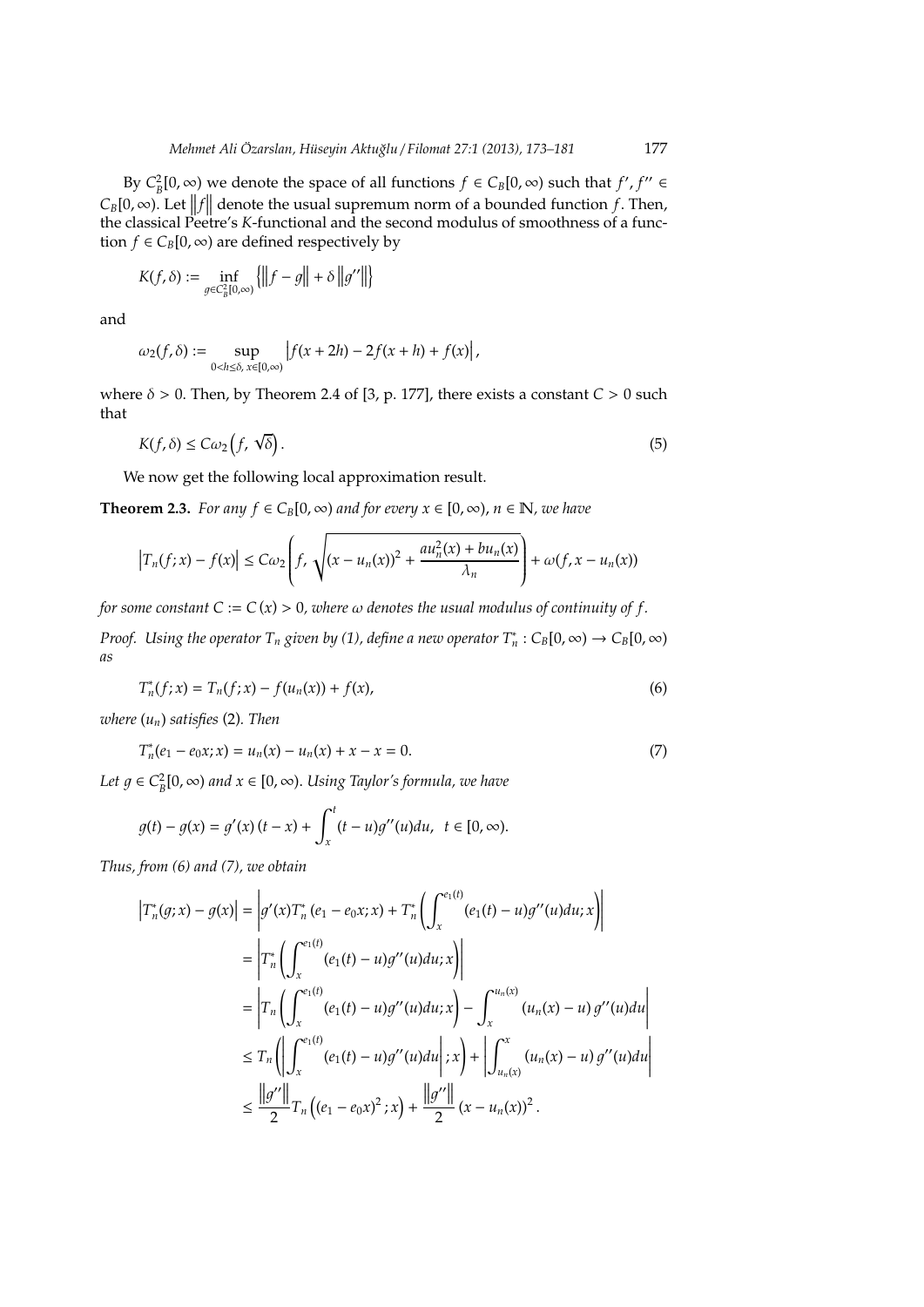By $C_B^2[0,\infty)$ we denote the space of all functions $f \in C_B[0,\infty)$ such that $f', f'' \in C_B[0,\infty)$. Let $\|f\|$ denote the usual supremum norm of a bounded function $f$. Then, the classical Peetre's $K$-functional and the second modulus of smoothness of a function $f \in C_B[0,\infty)$ are defined respectively by

$$K(f,\delta) := \inf_{g \in C_B^2[0,\infty)} \left\{ \|f-g\| + \delta \|g''\| \right\}$$

and

$$\omega_2(f,\delta) := \sup_{0<h\leq\delta,\, x\in[0,\infty)} \left| f(x+2h) - 2f(x+h) + f(x) \right|,$$

where $\delta > 0$. Then, by Theorem 2.4 of [3, p. 177], there exists a constant $C > 0$ such that

$$K(f,\delta) \leq C\omega_2\left(f, \sqrt{\delta}\right). \tag{5}$$

We now get the following local approximation result.

**Theorem 2.3.** *For any $f \in C_B[0,\infty)$ and for every $x \in [0,\infty)$, $n \in \mathbb{N}$, we have*

$$\left|T_n(f;x) - f(x)\right| \leq C\omega_2\left(f, \sqrt{(x-u_n(x))^2 + \frac{au_n^2(x) + bu_n(x)}{\lambda_n}}\right) + \omega(f, x - u_n(x))$$

*for some constant $C := C(x) > 0$, where $\omega$ denotes the usual modulus of continuity of $f$.*

*Proof.* Using the operator $T_n$ given by (1), define a new operator $T_n^* : C_B[0,\infty) \to C_B[0,\infty)$ as

$$T_n^*(f;x) = T_n(f;x) - f(u_n(x)) + f(x), \tag{6}$$

where $(u_n)$ satisfies (2). Then

$$T_n^*(e_1 - e_0x; x) = u_n(x) - u_n(x) + x - x = 0. \tag{7}$$

Let $g \in C_B^2[0,\infty)$ and $x \in [0,\infty)$. Using Taylor's formula, we have

$$g(t) - g(x) = g'(x)(t-x) + \int_x^t (t-u)g''(u)du, \quad t \in [0,\infty).$$

Thus, from (6) and (7), we obtain

$$\begin{aligned}
\left|T_n^*(g;x) - g(x)\right| &= \left| g'(x)T_n^*(e_1 - e_0x; x) + T_n^*\left(\int_x^{e_1(t)} (e_1(t) - u)g''(u)du; x\right)\right| \\
&= \left| T_n^*\left(\int_x^{e_1(t)} (e_1(t) - u)g''(u)du; x\right)\right| \\
&= \left| T_n\left(\int_x^{e_1(t)} (e_1(t) - u)g''(u)du; x\right) - \int_x^{u_n(x)} (u_n(x) - u)\, g''(u)du\right| \\
&\leq T_n\left(\left|\int_x^{e_1(t)} (e_1(t) - u)g''(u)du\right|; x\right) + \left|\int_{u_n(x)}^x (u_n(x) - u)\, g''(u)du\right| \\
&\leq \frac{\|g''\|}{2} T_n\left((e_1 - e_0x)^2; x\right) + \frac{\|g''\|}{2}(x - u_n(x))^2.
\end{aligned}$$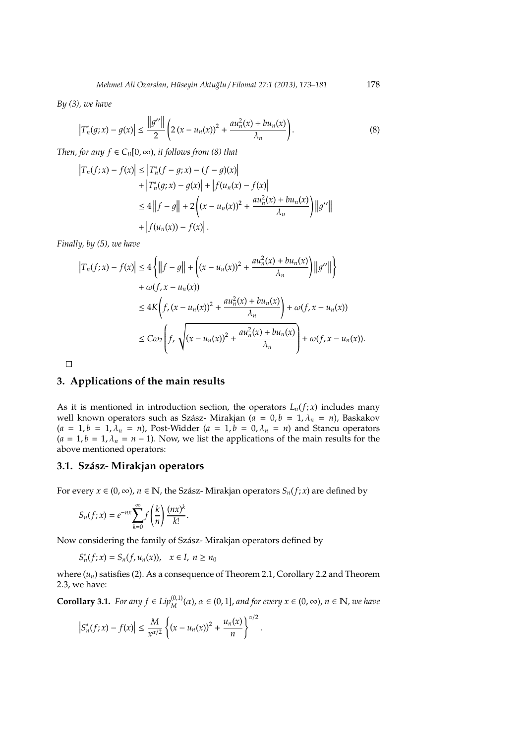*By (3), we have*

$$\left|T_n^*(g;x) - g(x)\right| \leq \frac{\left\|g''\right\|}{2}\left(2\left(x - u_n(x)\right)^2 + \frac{au_n^2(x) + bu_n(x)}{\lambda_n}\right). \tag{8}$$

*Then, for any $f \in C_B[0,\infty)$, it follows from (8) that*

$$\begin{aligned}
\left|T_n(f;x) - f(x)\right| &\leq \left|T_n^*(f-g;x) - (f-g)(x)\right| \\
&\quad + \left|T_n^*(g;x) - g(x)\right| + \left|f(u_n(x) - f(x)\right| \\
&\leq 4\left\|f - g\right\| + 2\left((x - u_n(x))^2 + \frac{au_n^2(x) + bu_n(x)}{\lambda_n}\right)\left\|g''\right\| \\
&\quad + \left|f(u_n(x)) - f(x)\right|.
\end{aligned}$$

*Finally, by (5), we have*

$$\begin{aligned}
\left|T_n(f;x) - f(x)\right| &\leq 4\left\{\left\|f - g\right\| + \left((x - u_n(x))^2 + \frac{au_n^2(x) + bu_n(x)}{\lambda_n}\right)\left\|g''\right\|\right\} \\
&\quad + \omega(f, x - u_n(x)) \\
&\leq 4K\left(f, (x - u_n(x))^2 + \frac{au_n^2(x) + bu_n(x)}{\lambda_n}\right) + \omega(f, x - u_n(x)) \\
&\leq C\omega_2\left(f, \sqrt{(x - u_n(x))^2 + \frac{au_n^2(x) + bu_n(x)}{\lambda_n}}\right) + \omega(f, x - u_n(x)).
\end{aligned}$$

□

## 3. Applications of the main results

As it is mentioned in introduction section, the operators $L_n(f;x)$ includes many well known operators such as Szász- Mirakjan ($a = 0, b = 1, \lambda_n = n$), Baskakov ($a = 1, b = 1, \lambda_n = n$), Post-Widder ($a = 1, b = 0, \lambda_n = n$) and Stancu operators ($a = 1, b = 1, \lambda_n = n - 1$). Now, we list the applications of the main results for the above mentioned operators:

### 3.1. Szász- Mirakjan operators

For every $x \in (0, \infty)$, $n \in \mathbb{N}$, the Szász- Mirakjan operators $S_n(f;x)$ are defined by

$$S_n(f;x) = e^{-nx}\sum_{k=0}^{\infty} f\left(\frac{k}{n}\right)\frac{(nx)^k}{k!}.$$

Now considering the family of Szász- Mirakjan operators defined by

$$S_n^*(f;x) = S_n(f, u_n(x)), \quad x \in I, \ n \geq n_0$$

where $(u_n)$ satisfies (2). As a consequence of Theorem 2.1, Corollary 2.2 and Theorem 2.3, we have:

**Corollary 3.1.** *For any $f \in Lip_M^{(0,1)}(\alpha)$, $\alpha \in (0, 1]$, and for every $x \in (0, \infty)$, $n \in \mathbb{N}$, we have*

$$\left|S_n^*(f;x) - f(x)\right| \leq \frac{M}{x^{\alpha/2}}\left\{(x - u_n(x))^2 + \frac{u_n(x)}{n}\right\}^{\alpha/2}.$$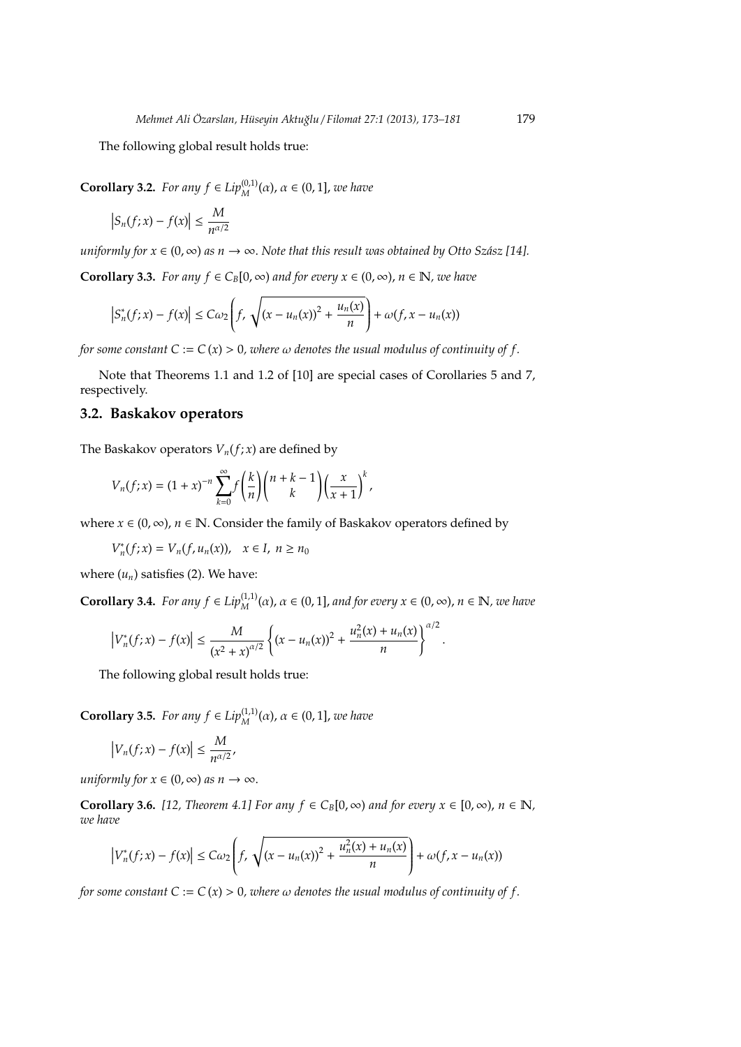The following global result holds true:

**Corollary 3.2.** *For any $f \in Lip_M^{(0,1)}(\alpha)$, $\alpha \in (0,1]$, we have*

$$\left|S_n(f;x) - f(x)\right| \leq \frac{M}{n^{\alpha/2}}$$

*uniformly for $x \in (0,\infty)$ as $n \to \infty$. Note that this result was obtained by Otto Szász [14].*

**Corollary 3.3.** *For any $f \in C_B[0,\infty)$ and for every $x \in (0,\infty)$, $n \in \mathbb{N}$, we have*

$$\left|S_n^*(f;x) - f(x)\right| \leq C\omega_2\left(f, \sqrt{(x-u_n(x))^2 + \frac{u_n(x)}{n}}\right) + \omega(f, x-u_n(x))$$

*for some constant $C := C(x) > 0$, where $\omega$ denotes the usual modulus of continuity of $f$.*

Note that Theorems 1.1 and 1.2 of [10] are special cases of Corollaries 5 and 7, respectively.

## 3.2. Baskakov operators

The Baskakov operators $V_n(f;x)$ are defined by

$$V_n(f;x) = (1+x)^{-n}\sum_{k=0}^{\infty} f\left(\frac{k}{n}\right)\binom{n+k-1}{k}\left(\frac{x}{x+1}\right)^k,$$

where $x \in (0,\infty)$, $n \in \mathbb{N}$. Consider the family of Baskakov operators defined by

$$V_n^*(f;x) = V_n(f, u_n(x)), \quad x \in I, \ n \geq n_0$$

where $(u_n)$ satisfies (2). We have:

**Corollary 3.4.** *For any $f \in Lip_M^{(1,1)}(\alpha)$, $\alpha \in (0,1]$, and for every $x \in (0,\infty)$, $n \in \mathbb{N}$, we have*

$$\left|V_n^*(f;x) - f(x)\right| \leq \frac{M}{(x^2+x)^{\alpha/2}}\left\{(x-u_n(x))^2 + \frac{u_n^2(x)+u_n(x)}{n}\right\}^{\alpha/2}.$$

The following global result holds true:

**Corollary 3.5.** *For any $f \in Lip_M^{(1,1)}(\alpha)$, $\alpha \in (0,1]$, we have*

$$\left|V_n(f;x) - f(x)\right| \leq \frac{M}{n^{\alpha/2}},$$

*uniformly for $x \in (0,\infty)$ as $n \to \infty$.*

**Corollary 3.6.** *[12, Theorem 4.1] For any $f \in C_B[0,\infty)$ and for every $x \in [0,\infty)$, $n \in \mathbb{N}$, we have*

$$\left|V_n^*(f;x) - f(x)\right| \leq C\omega_2\left(f, \sqrt{(x-u_n(x))^2 + \frac{u_n^2(x)+u_n(x)}{n}}\right) + \omega(f, x-u_n(x))$$

*for some constant $C := C(x) > 0$, where $\omega$ denotes the usual modulus of continuity of $f$.*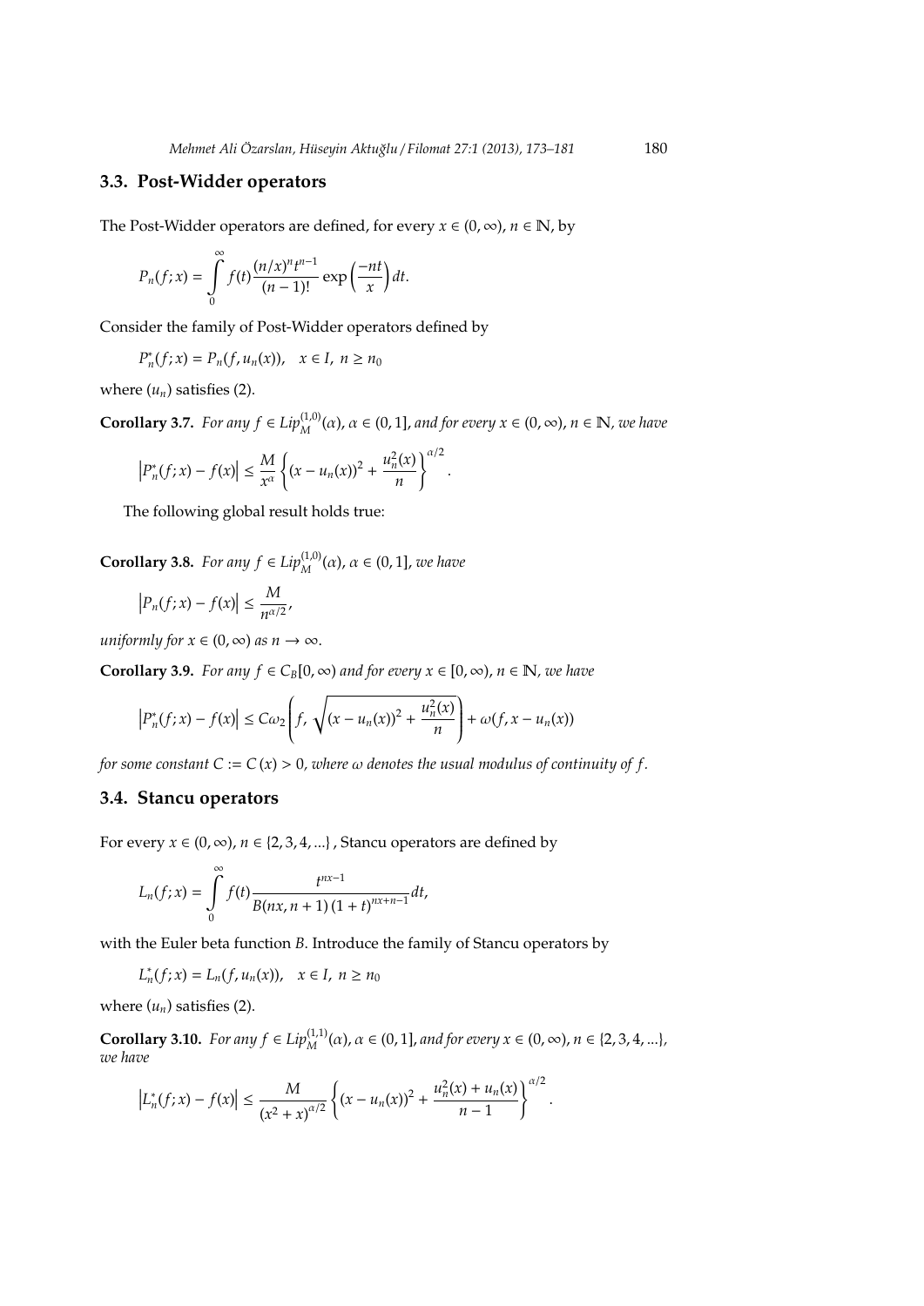### 3.3. Post-Widder operators

The Post-Widder operators are defined, for every $x \in (0, \infty)$, $n \in \mathbb{N}$, by

$$P_n(f;x) = \int_0^\infty f(t) \frac{(n/x)^n t^{n-1}}{(n-1)!} \exp\left(\frac{-nt}{x}\right) dt.$$

Consider the family of Post-Widder operators defined by

$$P_n^*(f;x) = P_n(f, u_n(x)), \quad x \in I, \; n \geq n_0$$

where $(u_n)$ satisfies (2).

**Corollary 3.7.** *For any $f \in Lip_M^{(1,0)}(\alpha)$, $\alpha \in (0, 1]$, and for every $x \in (0, \infty)$, $n \in \mathbb{N}$, we have*

$$\left| P_n^*(f;x) - f(x) \right| \leq \frac{M}{x^\alpha} \left\{ (x - u_n(x))^2 + \frac{u_n^2(x)}{n} \right\}^{\alpha/2}.$$

The following global result holds true:

**Corollary 3.8.** *For any $f \in Lip_M^{(1,0)}(\alpha)$, $\alpha \in (0, 1]$, we have*

$$\left| P_n(f;x) - f(x) \right| \leq \frac{M}{n^{\alpha/2}},$$

*uniformly for $x \in (0, \infty)$ as $n \to \infty$.*

**Corollary 3.9.** *For any $f \in C_B[0, \infty)$ and for every $x \in [0, \infty)$, $n \in \mathbb{N}$, we have*

$$\left| P_n^*(f;x) - f(x) \right| \leq C\omega_2 \left( f, \sqrt{(x - u_n(x))^2 + \frac{u_n^2(x)}{n}} \right) + \omega(f, x - u_n(x))$$

*for some constant $C := C(x) > 0$, where $\omega$ denotes the usual modulus of continuity of $f$.*

### 3.4. Stancu operators

For every $x \in (0, \infty)$, $n \in \{2, 3, 4, ...\}$, Stancu operators are defined by

$$L_n(f;x) = \int_0^\infty f(t) \frac{t^{nx-1}}{B(nx, n+1)(1+t)^{nx+n-1}} dt,$$

with the Euler beta function $B$. Introduce the family of Stancu operators by

$$L_n^*(f;x) = L_n(f, u_n(x)), \quad x \in I, \; n \geq n_0$$

where $(u_n)$ satisfies (2).

**Corollary 3.10.** *For any $f \in Lip_M^{(1,1)}(\alpha)$, $\alpha \in (0, 1]$, and for every $x \in (0, \infty)$, $n \in \{2, 3, 4, ...\}$, we have*

$$\left| L_n^*(f;x) - f(x) \right| \leq \frac{M}{(x^2 + x)^{\alpha/2}} \left\{ (x - u_n(x))^2 + \frac{u_n^2(x) + u_n(x)}{n-1} \right\}^{\alpha/2}.$$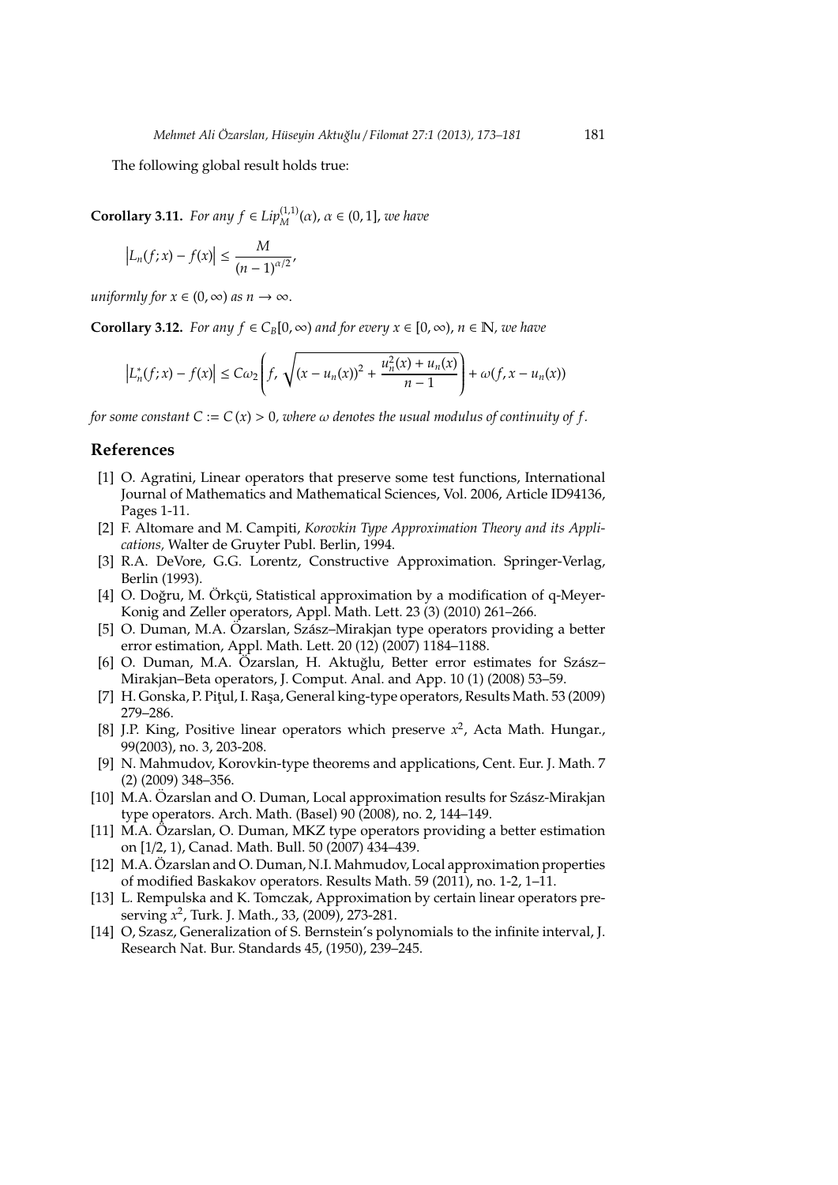The following global result holds true:

**Corollary 3.11.** *For any $f \in Lip_M^{(1,1)}(\alpha)$, $\alpha \in (0,1]$, we have*

$$\left|L_n(f;x) - f(x)\right| \leq \frac{M}{(n-1)^{\alpha/2}},$$

*uniformly for $x \in (0,\infty)$ as $n \to \infty$.*

**Corollary 3.12.** *For any $f \in C_B[0,\infty)$ and for every $x \in [0,\infty)$, $n \in \mathbb{N}$, we have*

$$\left|L_n^*(f;x) - f(x)\right| \leq C\omega_2\left(f, \sqrt{(x-u_n(x))^2 + \frac{u_n^2(x)+u_n(x)}{n-1}}\right) + \omega(f, x-u_n(x))$$

*for some constant $C := C(x) > 0$, where $\omega$ denotes the usual modulus of continuity of $f$.*

## References

[1] O. Agratini, Linear operators that preserve some test functions, International Journal of Mathematics and Mathematical Sciences, Vol. 2006, Article ID94136, Pages 1-11.

[2] F. Altomare and M. Campiti, *Korovkin Type Approximation Theory and its Applications,* Walter de Gruyter Publ. Berlin, 1994.

[3] R.A. DeVore, G.G. Lorentz, Constructive Approximation. Springer-Verlag, Berlin (1993).

[4] O. Doğru, M. Örkçü, Statistical approximation by a modification of q-Meyer-Konig and Zeller operators, Appl. Math. Lett. 23 (3) (2010) 261–266.

[5] O. Duman, M.A. Özarslan, Szász–Mirakjan type operators providing a better error estimation, Appl. Math. Lett. 20 (12) (2007) 1184–1188.

[6] O. Duman, M.A. Özarslan, H. Aktuğlu, Better error estimates for Szász–Mirakjan–Beta operators, J. Comput. Anal. and App. 10 (1) (2008) 53–59.

[7] H. Gonska, P. Piţul, I. Raşa, General king-type operators, Results Math. 53 (2009) 279–286.

[8] J.P. King, Positive linear operators which preserve $x^2$, Acta Math. Hungar., 99(2003), no. 3, 203-208.

[9] N. Mahmudov, Korovkin-type theorems and applications, Cent. Eur. J. Math. 7 (2) (2009) 348–356.

[10] M.A. Özarslan and O. Duman, Local approximation results for Szász-Mirakjan type operators. Arch. Math. (Basel) 90 (2008), no. 2, 144–149.

[11] M.A. Özarslan, O. Duman, MKZ type operators providing a better estimation on [1/2, 1), Canad. Math. Bull. 50 (2007) 434–439.

[12] M.A. Özarslan and O. Duman, N.I. Mahmudov, Local approximation properties of modified Baskakov operators. Results Math. 59 (2011), no. 1-2, 1–11.

[13] L. Rempulska and K. Tomczak, Approximation by certain linear operators preserving $x^2$, Turk. J. Math., 33, (2009), 273-281.

[14] O, Szasz, Generalization of S. Bernstein's polynomials to the infinite interval, J. Research Nat. Bur. Standards 45, (1950), 239–245.